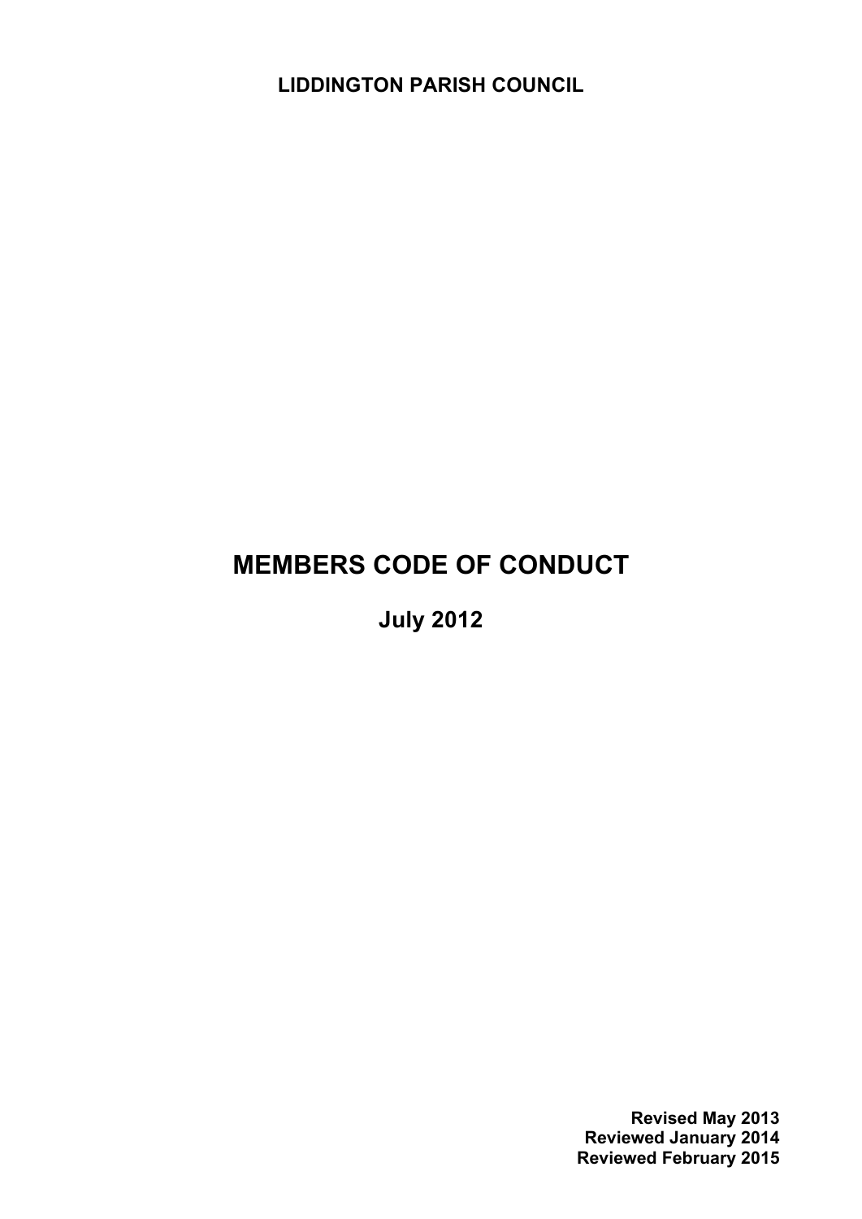**LIDDINGTON PARISH COUNCIL**

# MEMBERS CODE OF CONDUCT

## July 2012

**Revised May 2013**
**Reviewed January 2014**
**Reviewed February 2015**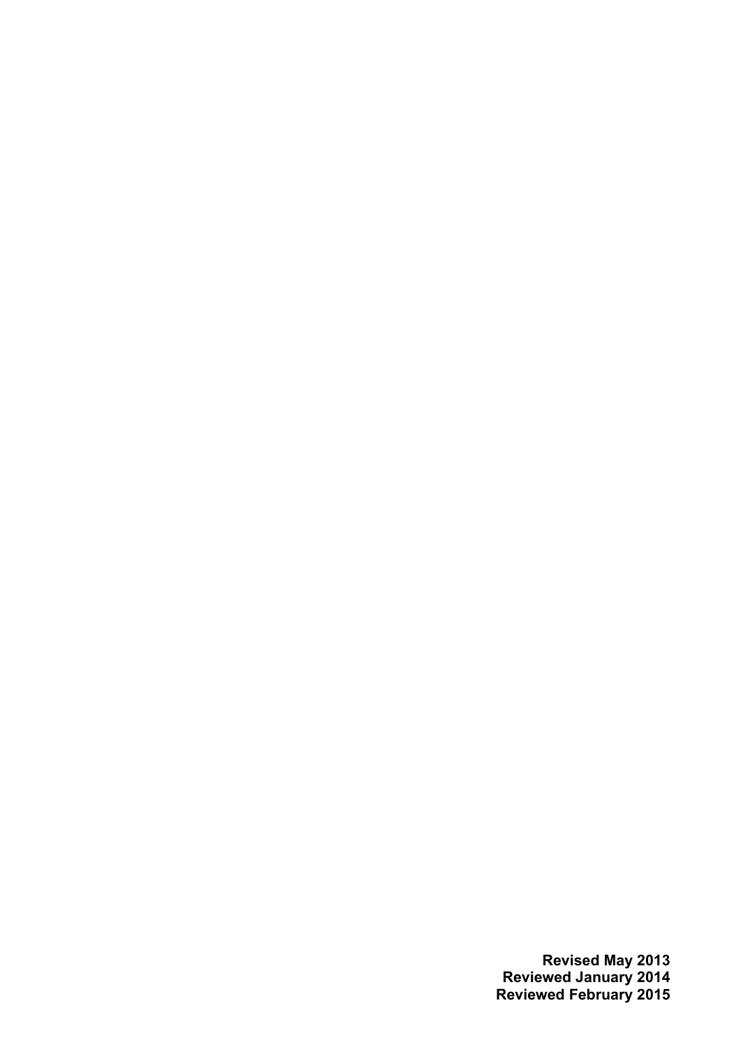**Revised May 2013**
**Reviewed January 2014**
**Reviewed February 2015**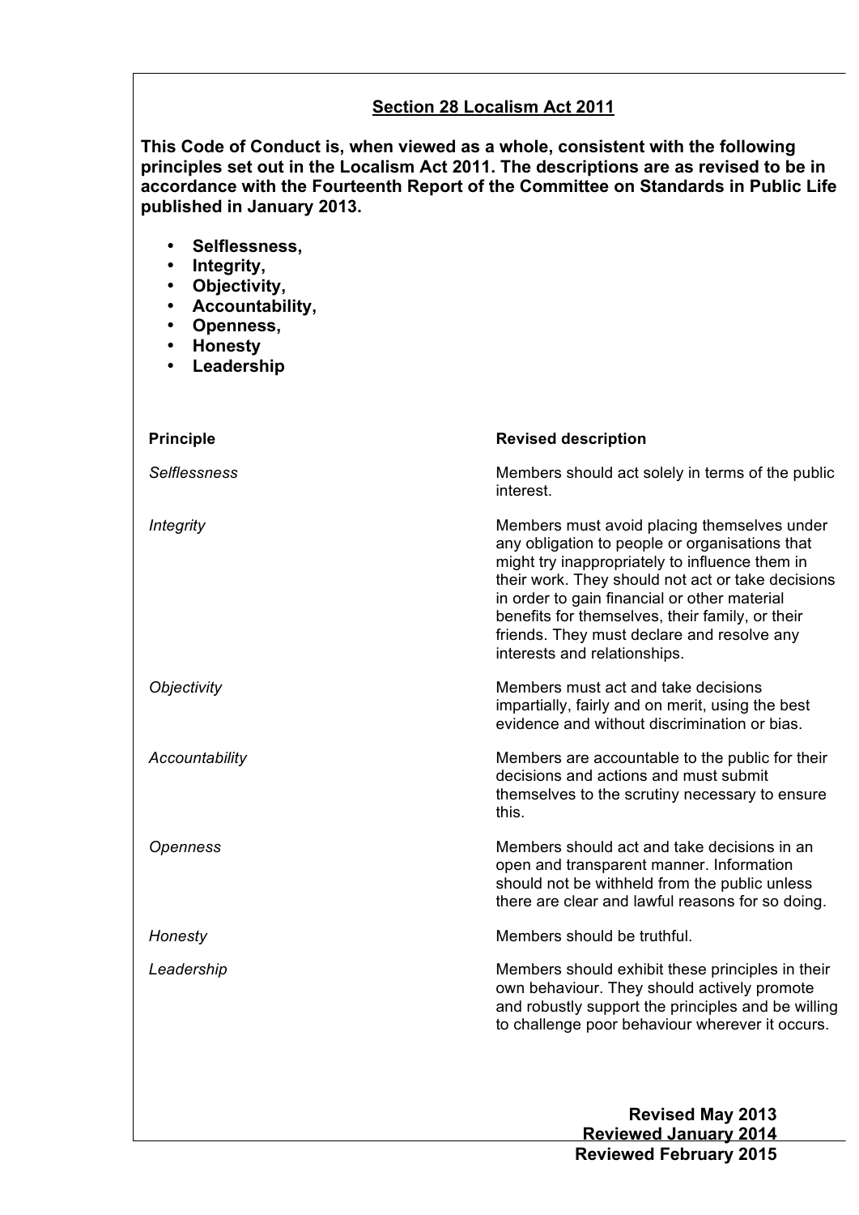## Section 28 Localism Act 2011

**This Code of Conduct is, when viewed as a whole, consistent with the following principles set out in the Localism Act 2011. The descriptions are as revised to be in accordance with the Fourteenth Report of the Committee on Standards in Public Life published in January 2013.**

- **Selflessness,**
- **Integrity,**
- **Objectivity,**
- **Accountability,**
- **Openness,**
- **Honesty**
- **Leadership**

| Principle | Revised description |
|---|---|
| *Selflessness* | Members should act solely in terms of the public interest. |
| *Integrity* | Members must avoid placing themselves under any obligation to people or organisations that might try inappropriately to influence them in their work. They should not act or take decisions in order to gain financial or other material benefits for themselves, their family, or their friends. They must declare and resolve any interests and relationships. |
| *Objectivity* | Members must act and take decisions impartially, fairly and on merit, using the best evidence and without discrimination or bias. |
| *Accountability* | Members are accountable to the public for their decisions and actions and must submit themselves to the scrutiny necessary to ensure this. |
| *Openness* | Members should act and take decisions in an open and transparent manner. Information should not be withheld from the public unless there are clear and lawful reasons for so doing. |
| *Honesty* | Members should be truthful. |
| *Leadership* | Members should exhibit these principles in their own behaviour. They should actively promote and robustly support the principles and be willing to challenge poor behaviour wherever it occurs. |

**Revised May 2013**
**Reviewed January 2014**
**Reviewed February 2015**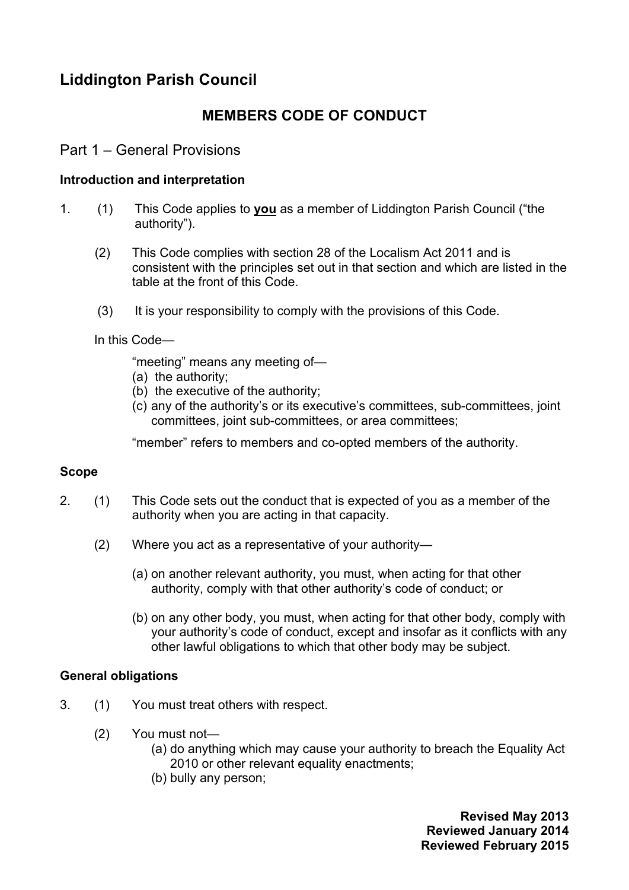# Liddington Parish Council

## MEMBERS CODE OF CONDUCT

### Part 1 – General Provisions

**Introduction and interpretation**

1. (1) This Code applies to **<u>you</u>** as a member of Liddington Parish Council ("the authority").

   (2) This Code complies with section 28 of the Localism Act 2011 and is consistent with the principles set out in that section and which are listed in the table at the front of this Code.

   (3) It is your responsibility to comply with the provisions of this Code.

   In this Code—

   "meeting" means any meeting of—
   (a) the authority;
   (b) the executive of the authority;
   (c) any of the authority's or its executive's committees, sub-committees, joint committees, joint sub-committees, or area committees;

   "member" refers to members and co-opted members of the authority.

**Scope**

2. (1) This Code sets out the conduct that is expected of you as a member of the authority when you are acting in that capacity.

   (2) Where you act as a representative of your authority—

   (a) on another relevant authority, you must, when acting for that other authority, comply with that other authority's code of conduct; or

   (b) on any other body, you must, when acting for that other body, comply with your authority's code of conduct, except and insofar as it conflicts with any other lawful obligations to which that other body may be subject.

**General obligations**

3. (1) You must treat others with respect.

   (2) You must not—
   (a) do anything which may cause your authority to breach the Equality Act 2010 or other relevant equality enactments;
   (b) bully any person;

**Revised May 2013**
**Reviewed January 2014**
**Reviewed February 2015**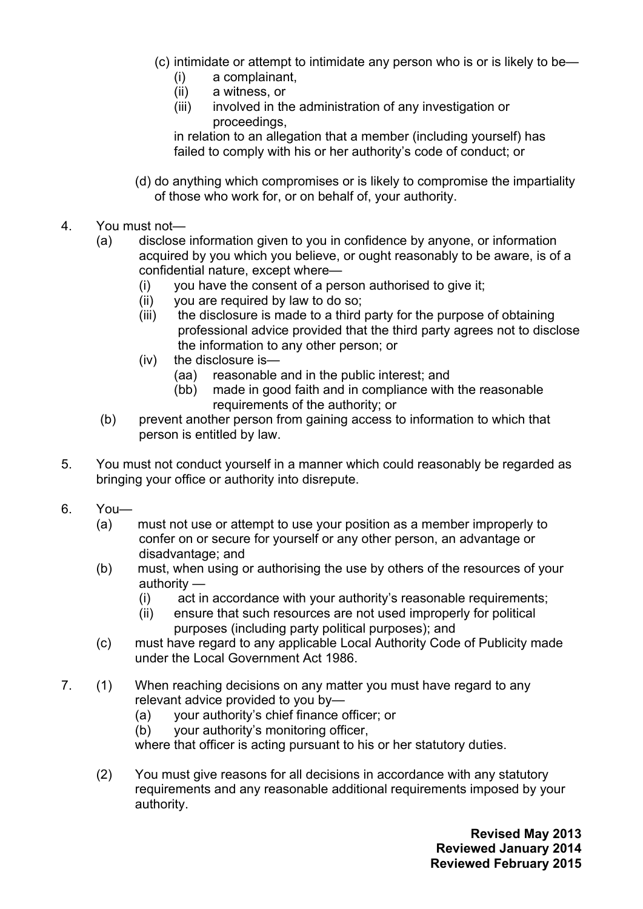(c) intimidate or attempt to intimidate any person who is or is likely to be—
   (i) a complainant,
   (ii) a witness, or
   (iii) involved in the administration of any investigation or proceedings,

   in relation to an allegation that a member (including yourself) has failed to comply with his or her authority's code of conduct; or

(d) do anything which compromises or is likely to compromise the impartiality of those who work for, or on behalf of, your authority.

4. You must not—
   (a) disclose information given to you in confidence by anyone, or information acquired by you which you believe, or ought reasonably to be aware, is of a confidential nature, except where—
      (i) you have the consent of a person authorised to give it;
      (ii) you are required by law to do so;
      (iii) the disclosure is made to a third party for the purpose of obtaining professional advice provided that the third party agrees not to disclose the information to any other person; or
      (iv) the disclosure is—
         (aa) reasonable and in the public interest; and
         (bb) made in good faith and in compliance with the reasonable requirements of the authority; or
   (b) prevent another person from gaining access to information to which that person is entitled by law.

5. You must not conduct yourself in a manner which could reasonably be regarded as bringing your office or authority into disrepute.

6. You—
   (a) must not use or attempt to use your position as a member improperly to confer on or secure for yourself or any other person, an advantage or disadvantage; and
   (b) must, when using or authorising the use by others of the resources of your authority —
      (i) act in accordance with your authority's reasonable requirements;
      (ii) ensure that such resources are not used improperly for political purposes (including party political purposes); and
   (c) must have regard to any applicable Local Authority Code of Publicity made under the Local Government Act 1986.

7. (1) When reaching decisions on any matter you must have regard to any relevant advice provided to you by—
      (a) your authority's chief finance officer; or
      (b) your authority's monitoring officer,

      where that officer is acting pursuant to his or her statutory duties.

   (2) You must give reasons for all decisions in accordance with any statutory requirements and any reasonable additional requirements imposed by your authority.

**Revised May 2013**
**Reviewed January 2014**
**Reviewed February 2015**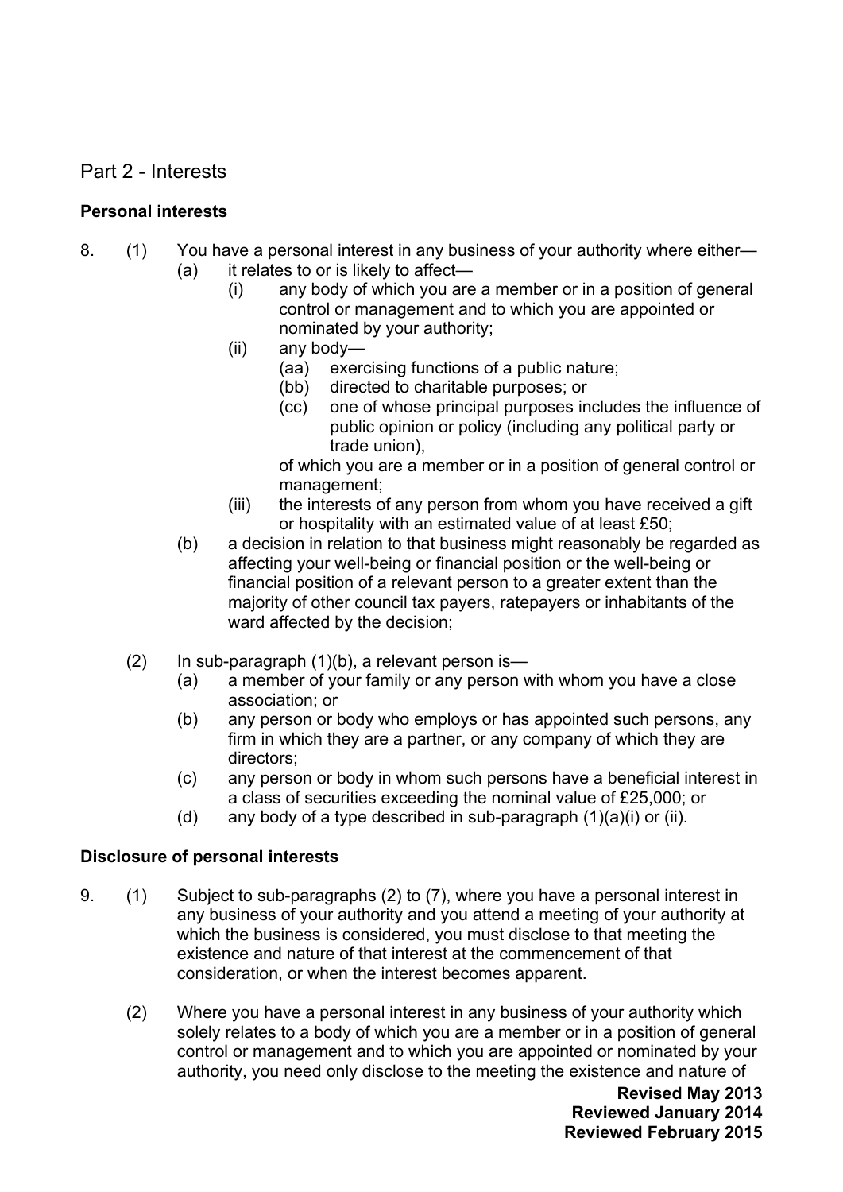## Part 2 - Interests

### Personal interests

8. (1) You have a personal interest in any business of your authority where either—
   - (a) it relates to or is likely to affect—
     - (i) any body of which you are a member or in a position of general control or management and to which you are appointed or nominated by your authority;
     - (ii) any body—
       - (aa) exercising functions of a public nature;
       - (bb) directed to charitable purposes; or
       - (cc) one of whose principal purposes includes the influence of public opinion or policy (including any political party or trade union),

       of which you are a member or in a position of general control or management;
     - (iii) the interests of any person from whom you have received a gift or hospitality with an estimated value of at least £50;
   - (b) a decision in relation to that business might reasonably be regarded as affecting your well-being or financial position or the well-being or financial position of a relevant person to a greater extent than the majority of other council tax payers, ratepayers or inhabitants of the ward affected by the decision;

   (2) In sub-paragraph (1)(b), a relevant person is—
   - (a) a member of your family or any person with whom you have a close association; or
   - (b) any person or body who employs or has appointed such persons, any firm in which they are a partner, or any company of which they are directors;
   - (c) any person or body in whom such persons have a beneficial interest in a class of securities exceeding the nominal value of £25,000; or
   - (d) any body of a type described in sub-paragraph (1)(a)(i) or (ii).

### Disclosure of personal interests

9. (1) Subject to sub-paragraphs (2) to (7), where you have a personal interest in any business of your authority and you attend a meeting of your authority at which the business is considered, you must disclose to that meeting the existence and nature of that interest at the commencement of that consideration, or when the interest becomes apparent.

   (2) Where you have a personal interest in any business of your authority which solely relates to a body of which you are a member or in a position of general control or management and to which you are appointed or nominated by your authority, you need only disclose to the meeting the existence and nature of

**Revised May 2013**
**Reviewed January 2014**
**Reviewed February 2015**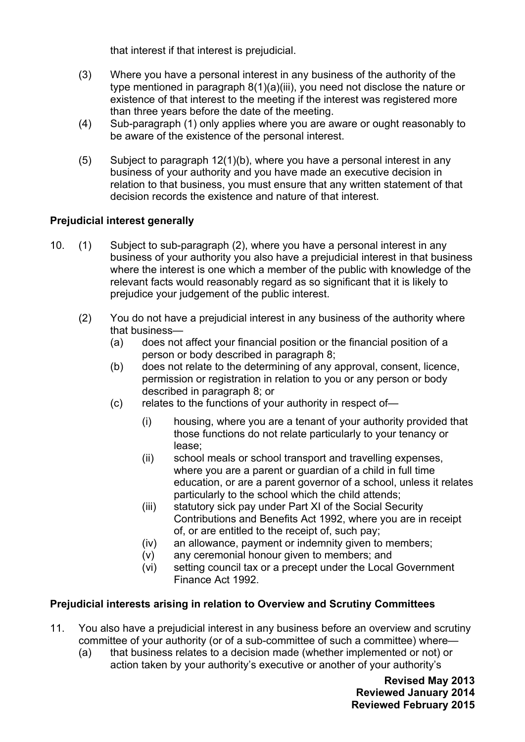that interest if that interest is prejudicial.

(3) Where you have a personal interest in any business of the authority of the type mentioned in paragraph 8(1)(a)(iii), you need not disclose the nature or existence of that interest to the meeting if the interest was registered more than three years before the date of the meeting.

(4) Sub-paragraph (1) only applies where you are aware or ought reasonably to be aware of the existence of the personal interest.

(5) Subject to paragraph 12(1)(b), where you have a personal interest in any business of your authority and you have made an executive decision in relation to that business, you must ensure that any written statement of that decision records the existence and nature of that interest.

**Prejudicial interest generally**

10. (1) Subject to sub-paragraph (2), where you have a personal interest in any business of your authority you also have a prejudicial interest in that business where the interest is one which a member of the public with knowledge of the relevant facts would reasonably regard as so significant that it is likely to prejudice your judgement of the public interest.

(2) You do not have a prejudicial interest in any business of the authority where that business—

(a) does not affect your financial position or the financial position of a person or body described in paragraph 8;

(b) does not relate to the determining of any approval, consent, licence, permission or registration in relation to you or any person or body described in paragraph 8; or

(c) relates to the functions of your authority in respect of—

(i) housing, where you are a tenant of your authority provided that those functions do not relate particularly to your tenancy or lease;

(ii) school meals or school transport and travelling expenses, where you are a parent or guardian of a child in full time education, or are a parent governor of a school, unless it relates particularly to the school which the child attends;

(iii) statutory sick pay under Part XI of the Social Security Contributions and Benefits Act 1992, where you are in receipt of, or are entitled to the receipt of, such pay;

(iv) an allowance, payment or indemnity given to members;

(v) any ceremonial honour given to members; and

(vi) setting council tax or a precept under the Local Government Finance Act 1992.

**Prejudicial interests arising in relation to Overview and Scrutiny Committees**

11. You also have a prejudicial interest in any business before an overview and scrutiny committee of your authority (or of a sub-committee of such a committee) where—

(a) that business relates to a decision made (whether implemented or not) or action taken by your authority's executive or another of your authority's

**Revised May 2013**
**Reviewed January 2014**
**Reviewed February 2015**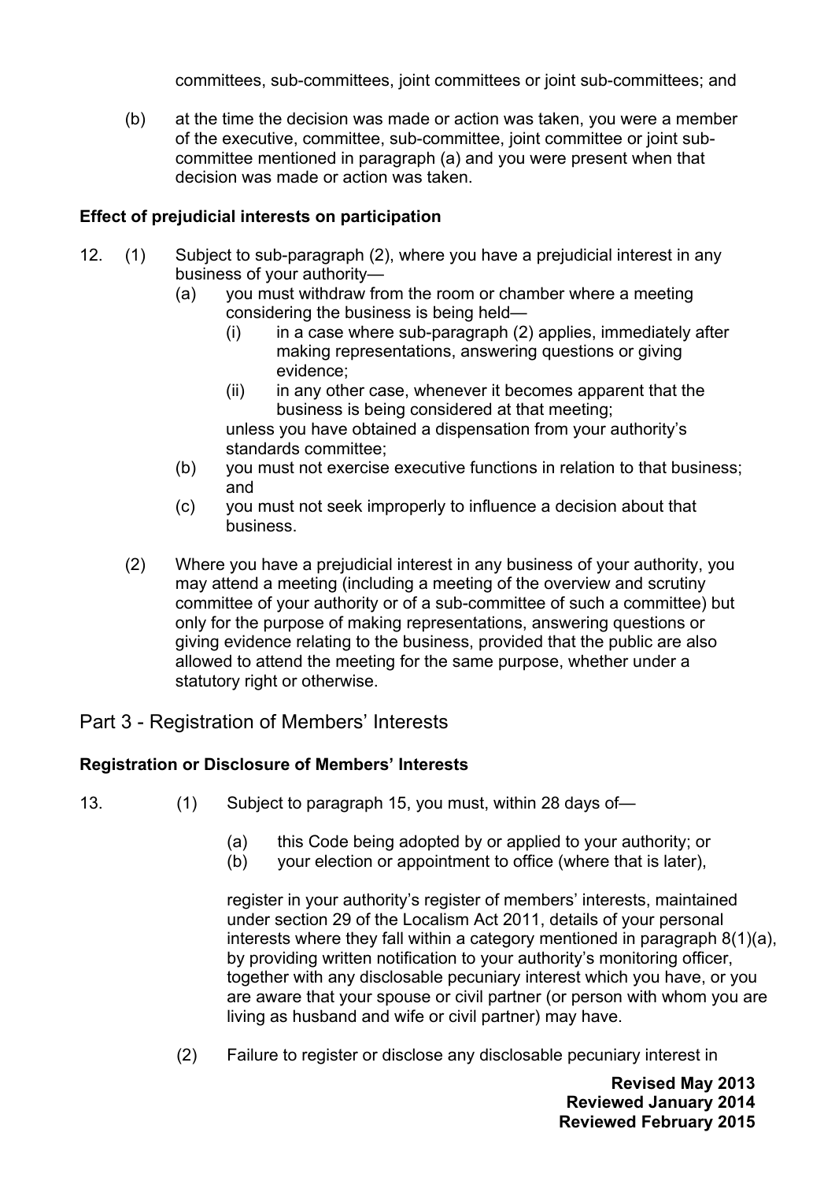committees, sub-committees, joint committees or joint sub-committees; and

(b) at the time the decision was made or action was taken, you were a member of the executive, committee, sub-committee, joint committee or joint sub-committee mentioned in paragraph (a) and you were present when that decision was made or action was taken.

**Effect of prejudicial interests on participation**

12. (1) Subject to sub-paragraph (2), where you have a prejudicial interest in any business of your authority—
    - (a) you must withdraw from the room or chamber where a meeting considering the business is being held—
        - (i) in a case where sub-paragraph (2) applies, immediately after making representations, answering questions or giving evidence;
        - (ii) in any other case, whenever it becomes apparent that the business is being considered at that meeting;

      unless you have obtained a dispensation from your authority's standards committee;
    - (b) you must not exercise executive functions in relation to that business; and
    - (c) you must not seek improperly to influence a decision about that business.

    (2) Where you have a prejudicial interest in any business of your authority, you may attend a meeting (including a meeting of the overview and scrutiny committee of your authority or of a sub-committee of such a committee) but only for the purpose of making representations, answering questions or giving evidence relating to the business, provided that the public are also allowed to attend the meeting for the same purpose, whether under a statutory right or otherwise.

## Part 3 - Registration of Members' Interests

**Registration or Disclosure of Members' Interests**

13. (1) Subject to paragraph 15, you must, within 28 days of—

    - (a) this Code being adopted by or applied to your authority; or
    - (b) your election or appointment to office (where that is later),

    register in your authority's register of members' interests, maintained under section 29 of the Localism Act 2011, details of your personal interests where they fall within a category mentioned in paragraph 8(1)(a), by providing written notification to your authority's monitoring officer, together with any disclosable pecuniary interest which you have, or you are aware that your spouse or civil partner (or person with whom you are living as husband and wife or civil partner) may have.

    (2) Failure to register or disclose any disclosable pecuniary interest in

**Revised May 2013**
**Reviewed January 2014**
**Reviewed February 2015**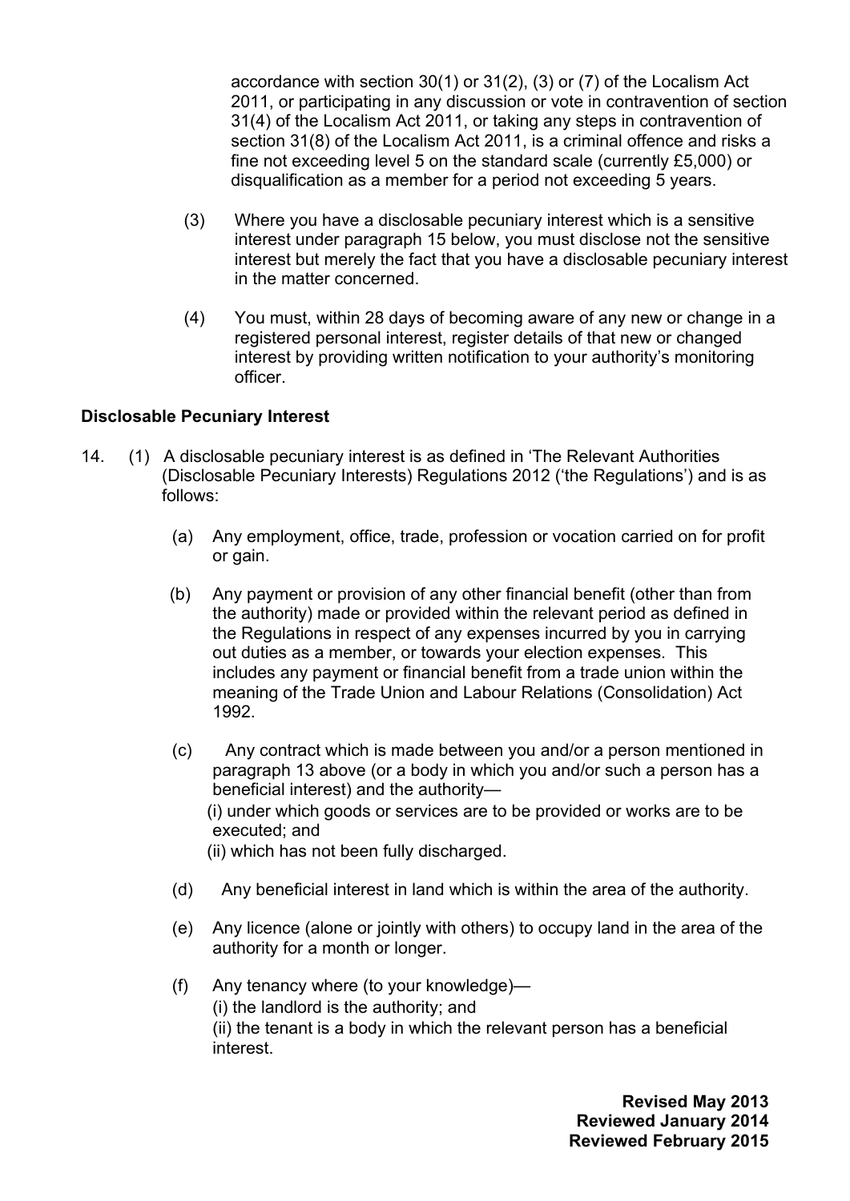accordance with section 30(1) or 31(2), (3) or (7) of the Localism Act 2011, or participating in any discussion or vote in contravention of section 31(4) of the Localism Act 2011, or taking any steps in contravention of section 31(8) of the Localism Act 2011, is a criminal offence and risks a fine not exceeding level 5 on the standard scale (currently £5,000) or disqualification as a member for a period not exceeding 5 years.

(3) Where you have a disclosable pecuniary interest which is a sensitive interest under paragraph 15 below, you must disclose not the sensitive interest but merely the fact that you have a disclosable pecuniary interest in the matter concerned.

(4) You must, within 28 days of becoming aware of any new or change in a registered personal interest, register details of that new or changed interest by providing written notification to your authority's monitoring officer.

**Disclosable Pecuniary Interest**

14. (1) A disclosable pecuniary interest is as defined in 'The Relevant Authorities (Disclosable Pecuniary Interests) Regulations 2012 ('the Regulations') and is as follows:

(a) Any employment, office, trade, profession or vocation carried on for profit or gain.

(b) Any payment or provision of any other financial benefit (other than from the authority) made or provided within the relevant period as defined in the Regulations in respect of any expenses incurred by you in carrying out duties as a member, or towards your election expenses. This includes any payment or financial benefit from a trade union within the meaning of the Trade Union and Labour Relations (Consolidation) Act 1992.

(c) Any contract which is made between you and/or a person mentioned in paragraph 13 above (or a body in which you and/or such a person has a beneficial interest) and the authority—
(i) under which goods or services are to be provided or works are to be executed; and
(ii) which has not been fully discharged.

(d) Any beneficial interest in land which is within the area of the authority.

(e) Any licence (alone or jointly with others) to occupy land in the area of the authority for a month or longer.

(f) Any tenancy where (to your knowledge)—
(i) the landlord is the authority; and
(ii) the tenant is a body in which the relevant person has a beneficial interest.

**Revised May 2013**
**Reviewed January 2014**
**Reviewed February 2015**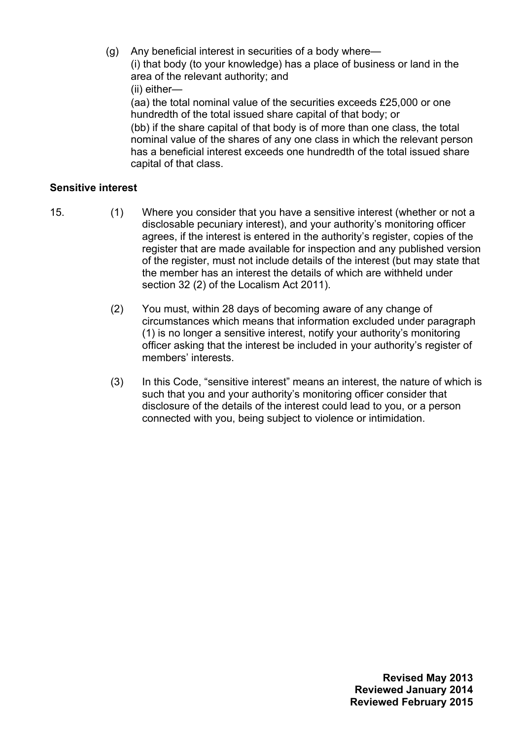(g) Any beneficial interest in securities of a body where—
(i) that body (to your knowledge) has a place of business or land in the area of the relevant authority; and
(ii) either—
(aa) the total nominal value of the securities exceeds £25,000 or one hundredth of the total issued share capital of that body; or
(bb) if the share capital of that body is of more than one class, the total nominal value of the shares of any one class in which the relevant person has a beneficial interest exceeds one hundredth of the total issued share capital of that class.

**Sensitive interest**

15. (1) Where you consider that you have a sensitive interest (whether or not a disclosable pecuniary interest), and your authority's monitoring officer agrees, if the interest is entered in the authority's register, copies of the register that are made available for inspection and any published version of the register, must not include details of the interest (but may state that the member has an interest the details of which are withheld under section 32 (2) of the Localism Act 2011).

(2) You must, within 28 days of becoming aware of any change of circumstances which means that information excluded under paragraph (1) is no longer a sensitive interest, notify your authority's monitoring officer asking that the interest be included in your authority's register of members' interests.

(3) In this Code, "sensitive interest" means an interest, the nature of which is such that you and your authority's monitoring officer consider that disclosure of the details of the interest could lead to you, or a person connected with you, being subject to violence or intimidation.

**Revised May 2013**
**Reviewed January 2014**
**Reviewed February 2015**